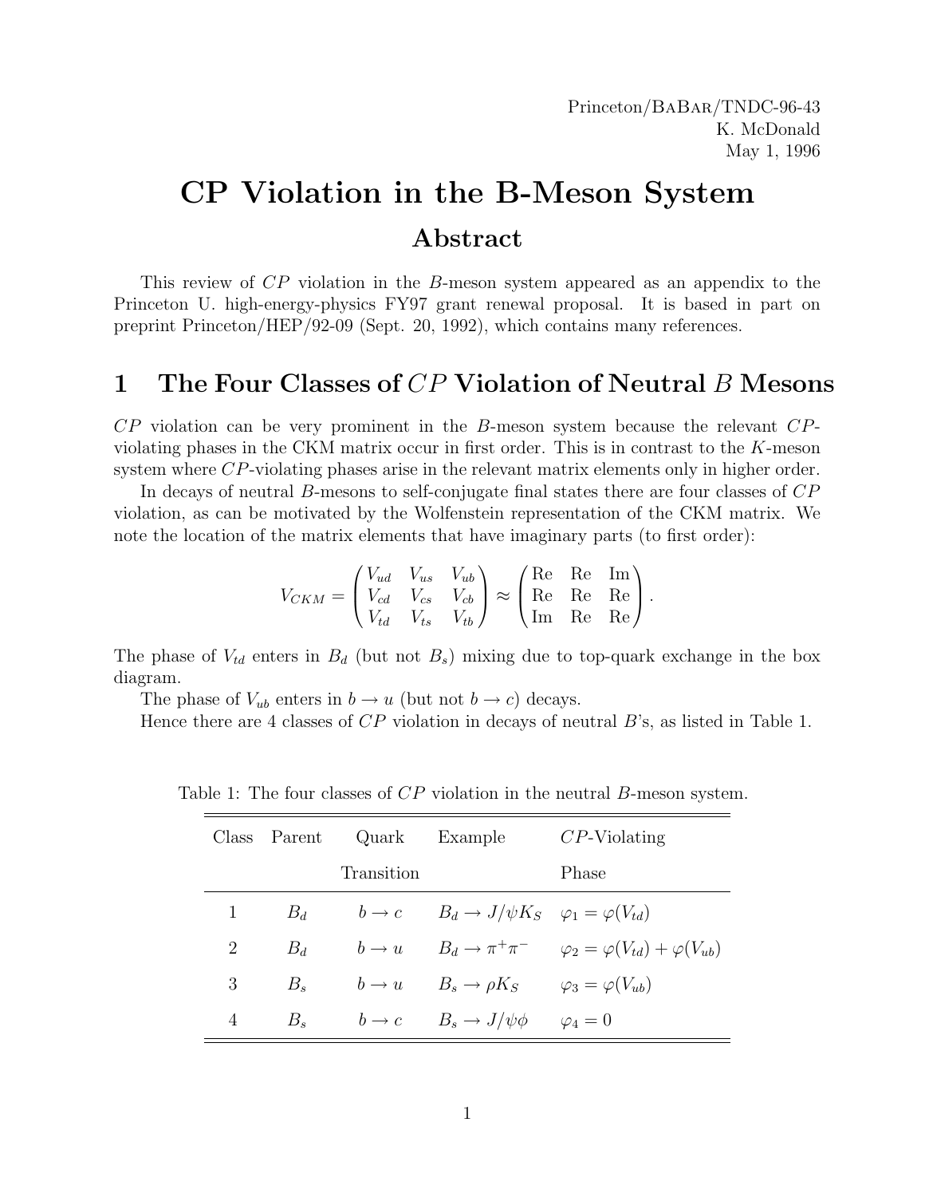Princeton/BaBar/TNDC-96-43
K. McDonald
May 1, 1996

# CP Violation in the B-Meson System

## Abstract

This review of $CP$ violation in the $B$-meson system appeared as an appendix to the Princeton U. high-energy-physics FY97 grant renewal proposal. It is based in part on preprint Princeton/HEP/92-09 (Sept. 20, 1992), which contains many references.

## 1 The Four Classes of $CP$ Violation of Neutral $B$ Mesons

$CP$ violation can be very prominent in the $B$-meson system because the relevant $CP$-violating phases in the CKM matrix occur in first order. This is in contrast to the $K$-meson system where $CP$-violating phases arise in the relevant matrix elements only in higher order.

In decays of neutral $B$-mesons to self-conjugate final states there are four classes of $CP$ violation, as can be motivated by the Wolfenstein representation of the CKM matrix. We note the location of the matrix elements that have imaginary parts (to first order):

$$V_{CKM} = \begin{pmatrix} V_{ud} & V_{us} & V_{ub} \\ V_{cd} & V_{cs} & V_{cb} \\ V_{td} & V_{ts} & V_{tb} \end{pmatrix} \approx \begin{pmatrix} \mathrm{Re} & \mathrm{Re} & \mathrm{Im} \\ \mathrm{Re} & \mathrm{Re} & \mathrm{Re} \\ \mathrm{Im} & \mathrm{Re} & \mathrm{Re} \end{pmatrix}.$$

The phase of $V_{td}$ enters in $B_d$ (but not $B_s$) mixing due to top-quark exchange in the box diagram.

The phase of $V_{ub}$ enters in $b \to u$ (but not $b \to c$) decays.

Hence there are 4 classes of $CP$ violation in decays of neutral $B$'s, as listed in Table 1.

Table 1: The four classes of $CP$ violation in the neutral $B$-meson system.

| Class | Parent | Quark Transition | Example | $CP$-Violating Phase |
|---|---|---|---|---|
| 1 | $B_d$ | $b \to c$ | $B_d \to J/\psi K_S$ | $\varphi_1 = \varphi(V_{td})$ |
| 2 | $B_d$ | $b \to u$ | $B_d \to \pi^+\pi^-$ | $\varphi_2 = \varphi(V_{td}) + \varphi(V_{ub})$ |
| 3 | $B_s$ | $b \to u$ | $B_s \to \rho K_S$ | $\varphi_3 = \varphi(V_{ub})$ |
| 4 | $B_s$ | $b \to c$ | $B_s \to J/\psi\phi$ | $\varphi_4 = 0$ |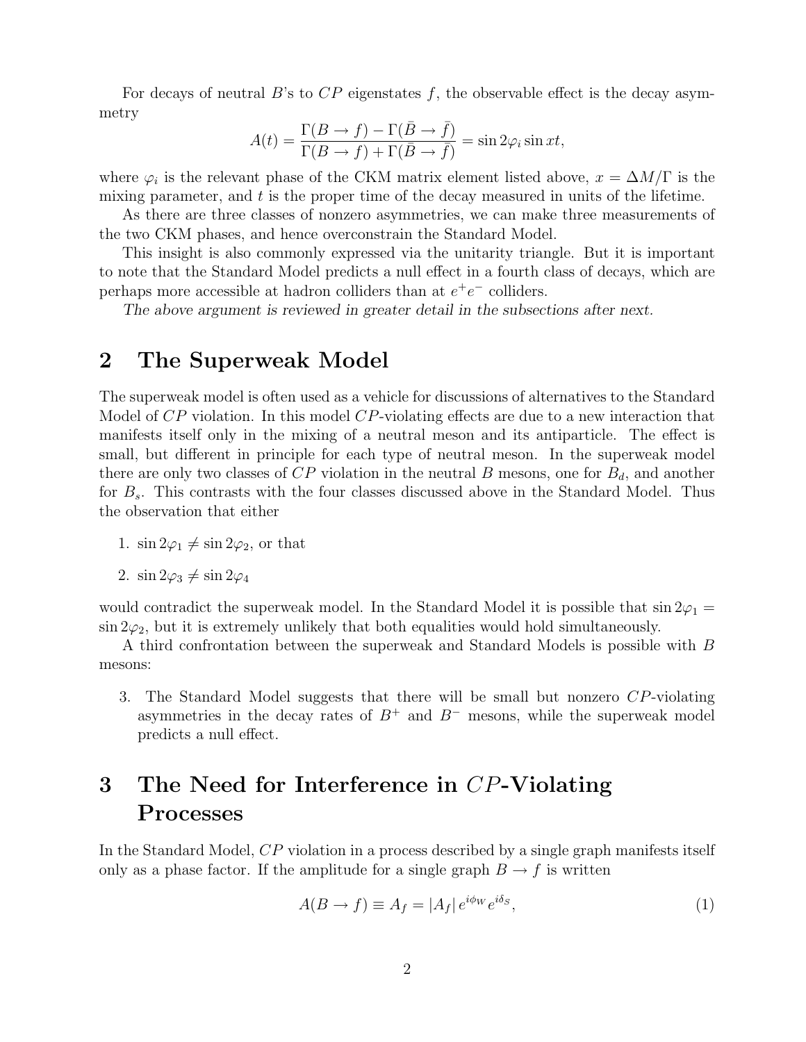For decays of neutral $B$'s to $CP$ eigenstates $f$, the observable effect is the decay asymmetry

$$A(t) = \frac{\Gamma(B \to f) - \Gamma(\bar{B} \to \bar{f})}{\Gamma(B \to f) + \Gamma(\bar{B} \to \bar{f})} = \sin 2\varphi_i \sin xt,$$

where $\varphi_i$ is the relevant phase of the CKM matrix element listed above, $x = \Delta M/\Gamma$ is the mixing parameter, and $t$ is the proper time of the decay measured in units of the lifetime.

As there are three classes of nonzero asymmetries, we can make three measurements of the two CKM phases, and hence overconstrain the Standard Model.

This insight is also commonly expressed via the unitarity triangle. But it is important to note that the Standard Model predicts a null effect in a fourth class of decays, which are perhaps more accessible at hadron colliders than at $e^+e^-$ colliders.

*The above argument is reviewed in greater detail in the subsections after next.*

# 2 The Superweak Model

The superweak model is often used as a vehicle for discussions of alternatives to the Standard Model of $CP$ violation. In this model $CP$-violating effects are due to a new interaction that manifests itself only in the mixing of a neutral meson and its antiparticle. The effect is small, but different in principle for each type of neutral meson. In the superweak model there are only two classes of $CP$ violation in the neutral $B$ mesons, one for $B_d$, and another for $B_s$. This contrasts with the four classes discussed above in the Standard Model. Thus the observation that either

1. $\sin 2\varphi_1 \neq \sin 2\varphi_2$, or that
2. $\sin 2\varphi_3 \neq \sin 2\varphi_4$

would contradict the superweak model. In the Standard Model it is possible that $\sin 2\varphi_1 = \sin 2\varphi_2$, but it is extremely unlikely that both equalities would hold simultaneously.

A third confrontation between the superweak and Standard Models is possible with $B$ mesons:

3. The Standard Model suggests that there will be small but nonzero $CP$-violating asymmetries in the decay rates of $B^+$ and $B^-$ mesons, while the superweak model predicts a null effect.

# 3 The Need for Interference in $CP$-Violating Processes

In the Standard Model, $CP$ violation in a process described by a single graph manifests itself only as a phase factor. If the amplitude for a single graph $B \to f$ is written

$$A(B \to f) \equiv A_f = |A_f|\, e^{i\phi_W} e^{i\delta_S}, \tag{1}$$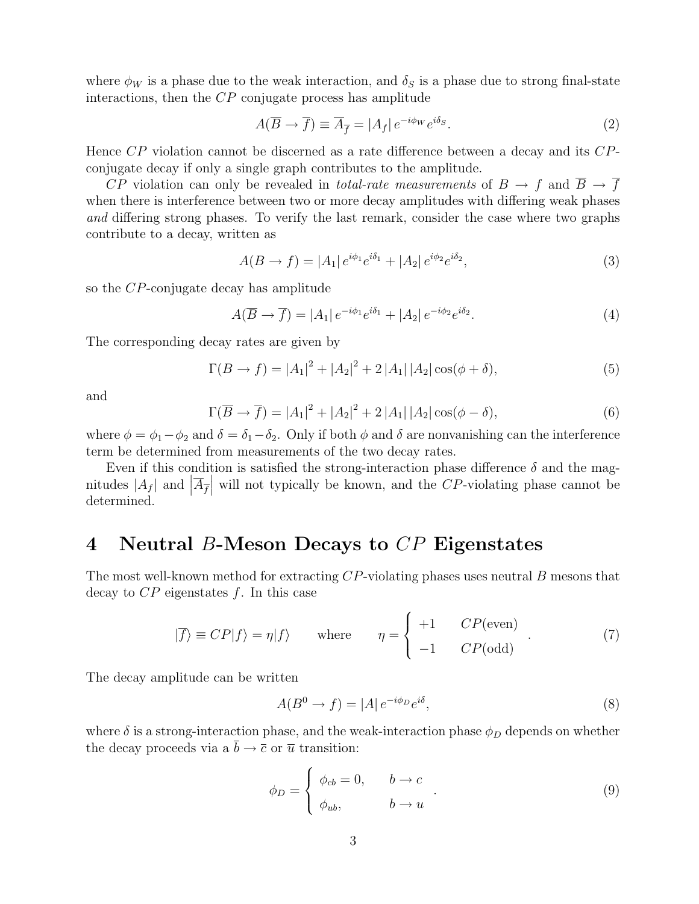where $\phi_W$ is a phase due to the weak interaction, and $\delta_S$ is a phase due to strong final-state interactions, then the $CP$ conjugate process has amplitude

$$A(\overline{B} \to \overline{f}) \equiv \overline{A}_{\overline{f}} = |A_f|\, e^{-i\phi_W} e^{i\delta_S}. \tag{2}$$

Hence $CP$ violation cannot be discerned as a rate difference between a decay and its $CP$-conjugate decay if only a single graph contributes to the amplitude.

$CP$ violation can only be revealed in *total-rate measurements* of $B \to f$ and $\overline{B} \to \overline{f}$ when there is interference between two or more decay amplitudes with differing weak phases *and* differing strong phases. To verify the last remark, consider the case where two graphs contribute to a decay, written as

$$A(B \to f) = |A_1|\, e^{i\phi_1} e^{i\delta_1} + |A_2|\, e^{i\phi_2} e^{i\delta_2}, \tag{3}$$

so the $CP$-conjugate decay has amplitude

$$A(\overline{B} \to \overline{f}) = |A_1|\, e^{-i\phi_1} e^{i\delta_1} + |A_2|\, e^{-i\phi_2} e^{i\delta_2}. \tag{4}$$

The corresponding decay rates are given by

$$\Gamma(B \to f) = |A_1|^2 + |A_2|^2 + 2\,|A_1|\,|A_2| \cos(\phi + \delta), \tag{5}$$

and

$$\Gamma(\overline{B} \to \overline{f}) = |A_1|^2 + |A_2|^2 + 2\,|A_1|\,|A_2| \cos(\phi - \delta), \tag{6}$$

where $\phi = \phi_1 - \phi_2$ and $\delta = \delta_1 - \delta_2$. Only if both $\phi$ and $\delta$ are nonvanishing can the interference term be determined from measurements of the two decay rates.

Even if this condition is satisfied the strong-interaction phase difference $\delta$ and the magnitudes $|A_f|$ and $\left|\overline{A}_{\overline{f}}\right|$ will not typically be known, and the $CP$-violating phase cannot be determined.

# 4 Neutral $B$-Meson Decays to $CP$ Eigenstates

The most well-known method for extracting $CP$-violating phases uses neutral $B$ mesons that decay to $CP$ eigenstates $f$. In this case

$$|\overline{f}\rangle \equiv CP|f\rangle = \eta|f\rangle \qquad \text{where} \qquad \eta = \begin{cases} +1 & CP(\text{even}) \\ -1 & CP(\text{odd}) \end{cases}. \tag{7}$$

The decay amplitude can be written

$$A(B^0 \to f) = |A|\, e^{-i\phi_D} e^{i\delta}, \tag{8}$$

where $\delta$ is a strong-interaction phase, and the weak-interaction phase $\phi_D$ depends on whether the decay proceeds via a $\overline{b} \to \overline{c}$ or $\overline{u}$ transition:

$$\phi_D = \begin{cases} \phi_{cb} = 0, & b \to c \\ \phi_{ub}, & b \to u \end{cases}. \tag{9}$$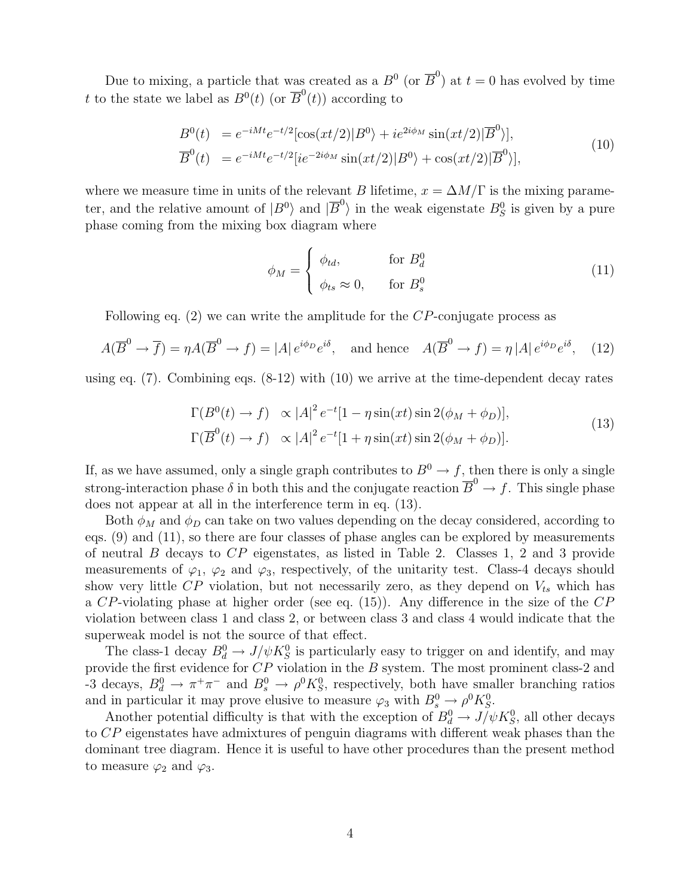Due to mixing, a particle that was created as a $B^0$ (or $\overline{B}^0$) at $t=0$ has evolved by time $t$ to the state we label as $B^0(t)$ (or $\overline{B}^0(t)$) according to

$$
\begin{aligned}
B^0(t) &= e^{-iMt}e^{-t/2}[\cos(xt/2)|B^0\rangle + ie^{2i\phi_M}\sin(xt/2)|\overline{B}^0\rangle], \\
\overline{B}^0(t) &= e^{-iMt}e^{-t/2}[ie^{-2i\phi_M}\sin(xt/2)|B^0\rangle + \cos(xt/2)|\overline{B}^0\rangle],
\end{aligned}
\tag{10}
$$

where we measure time in units of the relevant $B$ lifetime, $x = \Delta M/\Gamma$ is the mixing parameter, and the relative amount of $|B^0\rangle$ and $|\overline{B}^0\rangle$ in the weak eigenstate $B^0_S$ is given by a pure phase coming from the mixing box diagram where

$$
\phi_M = \begin{cases} \phi_{td}, & \text{for } B^0_d \\ \phi_{ts} \approx 0, & \text{for } B^0_s \end{cases}
\tag{11}
$$

Following eq. (2) we can write the amplitude for the $CP$-conjugate process as

$$
A(\overline{B}^0 \to \overline{f}) = \eta A(\overline{B}^0 \to f) = |A|\, e^{i\phi_D}e^{i\delta}, \quad \text{and hence} \quad A(\overline{B}^0 \to f) = \eta\, |A|\, e^{i\phi_D}e^{i\delta},
\tag{12}
$$

using eq. (7). Combining eqs. (8-12) with (10) we arrive at the time-dependent decay rates

$$
\begin{aligned}
\Gamma(B^0(t) \to f) &\propto |A|^2\, e^{-t}[1 - \eta\sin(xt)\sin 2(\phi_M + \phi_D)], \\
\Gamma(\overline{B}^0(t) \to f) &\propto |A|^2\, e^{-t}[1 + \eta\sin(xt)\sin 2(\phi_M + \phi_D)].
\end{aligned}
\tag{13}
$$

If, as we have assumed, only a single graph contributes to $B^0 \to f$, then there is only a single strong-interaction phase $\delta$ in both this and the conjugate reaction $\overline{B}^0 \to f$. This single phase does not appear at all in the interference term in eq. (13).

Both $\phi_M$ and $\phi_D$ can take on two values depending on the decay considered, according to eqs. (9) and (11), so there are four classes of phase angles can be explored by measurements of neutral $B$ decays to $CP$ eigenstates, as listed in Table 2. Classes 1, 2 and 3 provide measurements of $\varphi_1$, $\varphi_2$ and $\varphi_3$, respectively, of the unitarity test. Class-4 decays should show very little $CP$ violation, but not necessarily zero, as they depend on $V_{ts}$ which has a $CP$-violating phase at higher order (see eq. (15)). Any difference in the size of the $CP$ violation between class 1 and class 2, or between class 3 and class 4 would indicate that the superweak model is not the source of that effect.

The class-1 decay $B^0_d \to J/\psi K^0_S$ is particularly easy to trigger on and identify, and may provide the first evidence for $CP$ violation in the $B$ system. The most prominent class-2 and -3 decays, $B^0_d \to \pi^+\pi^-$ and $B^0_s \to \rho^0 K^0_S$, respectively, both have smaller branching ratios and in particular it may prove elusive to measure $\varphi_3$ with $B^0_s \to \rho^0 K^0_S$.

Another potential difficulty is that with the exception of $B^0_d \to J/\psi K^0_S$, all other decays to $CP$ eigenstates have admixtures of penguin diagrams with different weak phases than the dominant tree diagram. Hence it is useful to have other procedures than the present method to measure $\varphi_2$ and $\varphi_3$.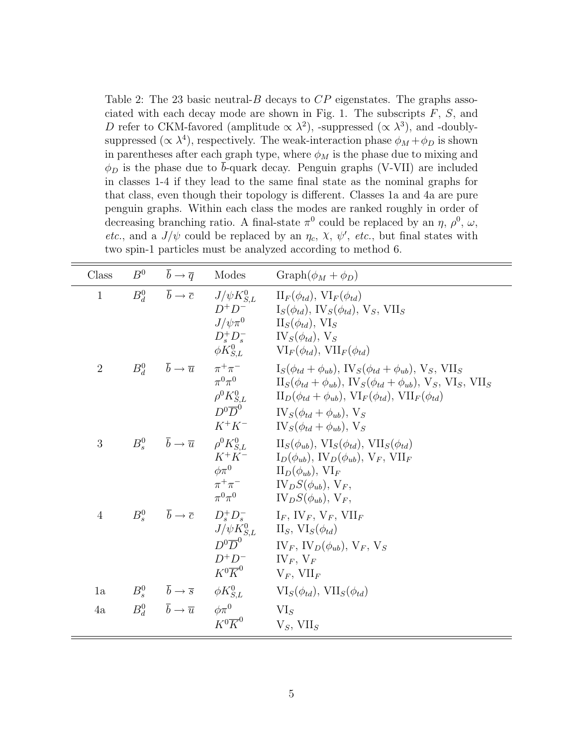Table 2: The 23 basic neutral-$B$ decays to $CP$ eigenstates. The graphs associated with each decay mode are shown in Fig. 1. The subscripts $F$, $S$, and $D$ refer to CKM-favored (amplitude $\propto \lambda^2$), -suppressed ($\propto \lambda^3$), and -doubly-suppressed ($\propto \lambda^4$), respectively. The weak-interaction phase $\phi_M + \phi_D$ is shown in parentheses after each graph type, where $\phi_M$ is the phase due to mixing and $\phi_D$ is the phase due to $\overline{b}$-quark decay. Penguin graphs (V-VII) are included in classes 1-4 if they lead to the same final state as the nominal graphs for that class, even though their topology is different. Classes 1a and 4a are pure penguin graphs. Within each class the modes are ranked roughly in order of decreasing branching ratio. A final-state $\pi^0$ could be replaced by an $\eta$, $\rho^0$, $\omega$, *etc.*, and a $J/\psi$ could be replaced by an $\eta_c$, $\chi$, $\psi'$, *etc.*, but final states with two spin-1 particles must be analyzed according to method 6.

| Class | $B^0$ | $\overline{b} \to \overline{q}$ | Modes | Graph($\phi_M + \phi_D$) |
|---|---|---|---|---|
| 1 | $B_d^0$ | $\overline{b} \to \overline{c}$ | $J/\psi K^0_{S,L}$ | $\text{II}_F(\phi_{td})$, $\text{VI}_F(\phi_{td})$ |
| | | | $D^+D^-$ | $\text{I}_S(\phi_{td})$, $\text{IV}_S(\phi_{td})$, $\text{V}_S$, $\text{VII}_S$ |
| | | | $J/\psi\pi^0$ | $\text{II}_S(\phi_{td})$, $\text{VI}_S$ |
| | | | $D_s^+D_s^-$ | $\text{IV}_S(\phi_{td})$, $\text{V}_S$ |
| | | | $\phi K^0_{S,L}$ | $\text{VI}_F(\phi_{td})$, $\text{VII}_F(\phi_{td})$ |
| 2 | $B_d^0$ | $\overline{b} \to \overline{u}$ | $\pi^+\pi^-$ | $\text{I}_S(\phi_{td}+\phi_{ub})$, $\text{IV}_S(\phi_{td}+\phi_{ub})$, $\text{V}_S$, $\text{VII}_S$ |
| | | | $\pi^0\pi^0$ | $\text{II}_S(\phi_{td}+\phi_{ub})$, $\text{IV}_S(\phi_{td}+\phi_{ub})$, $\text{V}_S$, $\text{VI}_S$, $\text{VII}_S$ |
| | | | $\rho^0 K^0_{S,L}$ | $\text{II}_D(\phi_{td}+\phi_{ub})$, $\text{VI}_F(\phi_{td})$, $\text{VII}_F(\phi_{td})$ |
| | | | $D^0\overline{D}^0$ | $\text{IV}_S(\phi_{td}+\phi_{ub})$, $\text{V}_S$ |
| | | | $K^+K^-$ | $\text{IV}_S(\phi_{td}+\phi_{ub})$, $\text{V}_S$ |
| 3 | $B_s^0$ | $\overline{b} \to \overline{u}$ | $\rho^0 K^0_{S,L}$ | $\text{II}_S(\phi_{ub})$, $\text{VI}_S(\phi_{td})$, $\text{VII}_S(\phi_{td})$ |
| | | | $K^+K^-$ | $\text{I}_D(\phi_{ub})$, $\text{IV}_D(\phi_{ub})$, $\text{V}_F$, $\text{VII}_F$ |
| | | | $\phi\pi^0$ | $\text{II}_D(\phi_{ub})$, $\text{VI}_F$ |
| | | | $\pi^+\pi^-$ | $\text{IV}_D S(\phi_{ub})$, $\text{V}_F$, |
| | | | $\pi^0\pi^0$ | $\text{IV}_D S(\phi_{ub})$, $\text{V}_F$, |
| 4 | $B_s^0$ | $\overline{b} \to \overline{c}$ | $D_s^+D_s^-$ | $\text{I}_F$, $\text{IV}_F$, $\text{V}_F$, $\text{VII}_F$ |
| | | | $J/\psi K^0_{S,L}$ | $\text{II}_S$, $\text{VI}_S(\phi_{td})$ |
| | | | $D^0\overline{D}^0$ | $\text{IV}_F$, $\text{IV}_D(\phi_{ub})$, $\text{V}_F$, $\text{V}_S$ |
| | | | $D^+D^-$ | $\text{IV}_F$, $\text{V}_F$ |
| | | | $K^0\overline{K}^0$ | $\text{V}_F$, $\text{VII}_F$ |
| 1a | $B_s^0$ | $\overline{b} \to \overline{s}$ | $\phi K^0_{S,L}$ | $\text{VI}_S(\phi_{td})$, $\text{VII}_S(\phi_{td})$ |
| 4a | $B_d^0$ | $\overline{b} \to \overline{u}$ | $\phi\pi^0$ | $\text{VI}_S$ |
| | | | $K^0\overline{K}^0$ | $\text{V}_S$, $\text{VII}_S$ |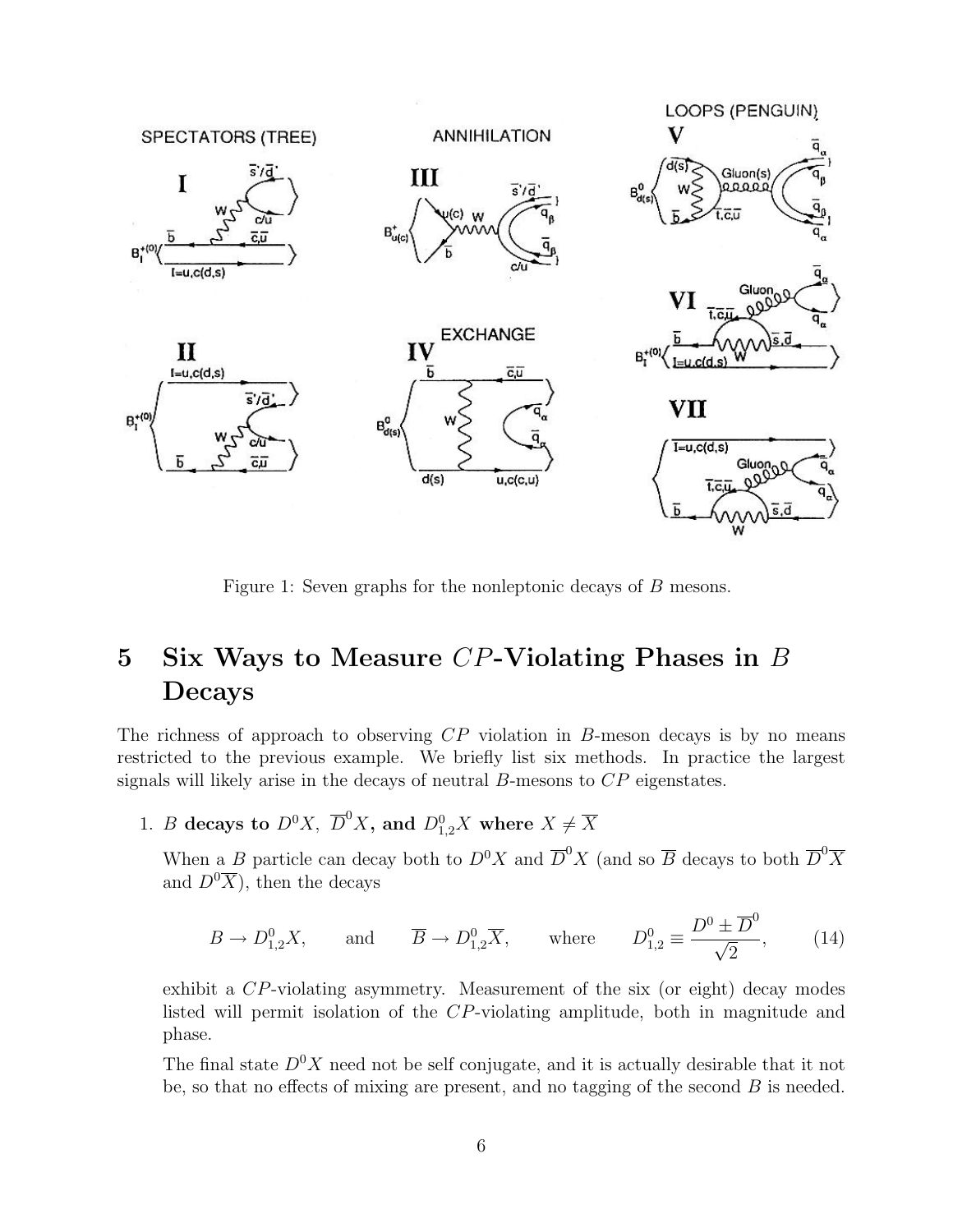Figure 1: Seven graphs for the nonleptonic decays of $B$ mesons.

# 5 Six Ways to Measure $CP$-Violating Phases in $B$ Decays

The richness of approach to observing $CP$ violation in $B$-meson decays is by no means restricted to the previous example. We briefly list six methods. In practice the largest signals will likely arise in the decays of neutral $B$-mesons to $CP$ eigenstates.

1. **$B$ decays to $D^0X$, $\overline{D}^0X$, and $D^0_{1,2}X$ where $X \neq \overline{X}$**

   When a $B$ particle can decay both to $D^0X$ and $\overline{D}^0X$ (and so $\overline{B}$ decays to both $\overline{D}^0\overline{X}$ and $D^0\overline{X}$), then the decays

   $$B \to D^0_{1,2}X, \qquad \text{and} \qquad \overline{B} \to D^0_{1,2}\overline{X}, \qquad \text{where} \qquad D^0_{1,2} \equiv \frac{D^0 \pm \overline{D}^0}{\sqrt{2}}, \tag{14}$$

   exhibit a $CP$-violating asymmetry. Measurement of the six (or eight) decay modes listed will permit isolation of the $CP$-violating amplitude, both in magnitude and phase.

   The final state $D^0X$ need not be self conjugate, and it is actually desirable that it not be, so that no effects of mixing are present, and no tagging of the second $B$ is needed.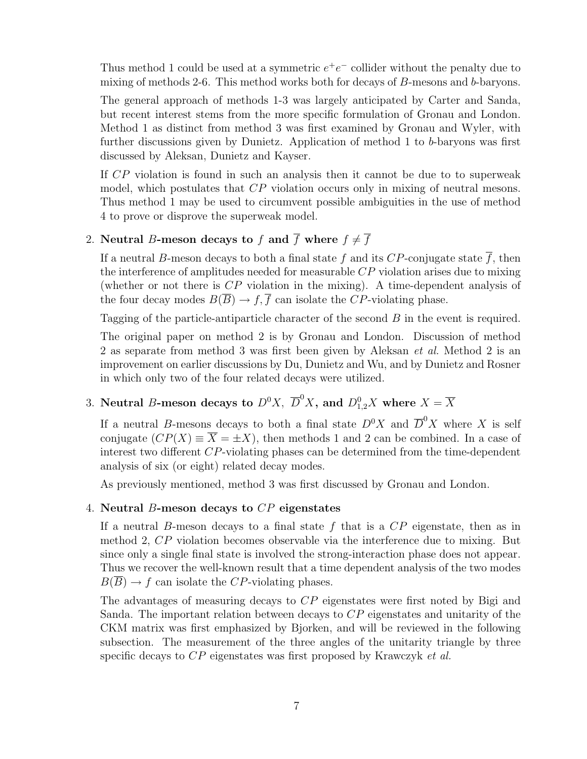Thus method 1 could be used at a symmetric $e^+e^-$ collider without the penalty due to mixing of methods 2-6. This method works both for decays of $B$-mesons and $b$-baryons.

The general approach of methods 1-3 was largely anticipated by Carter and Sanda, but recent interest stems from the more specific formulation of Gronau and London. Method 1 as distinct from method 3 was first examined by Gronau and Wyler, with further discussions given by Dunietz. Application of method 1 to $b$-baryons was first discussed by Aleksan, Dunietz and Kayser.

If $CP$ violation is found in such an analysis then it cannot be due to to superweak model, which postulates that $CP$ violation occurs only in mixing of neutral mesons. Thus method 1 may be used to circumvent possible ambiguities in the use of method 4 to prove or disprove the superweak model.

2. **Neutral $B$-meson decays to $f$ and $\overline{f}$ where $f \neq \overline{f}$**

   If a neutral $B$-meson decays to both a final state $f$ and its $CP$-conjugate state $\overline{f}$, then the interference of amplitudes needed for measurable $CP$ violation arises due to mixing (whether or not there is $CP$ violation in the mixing). A time-dependent analysis of the four decay modes $B(\overline{B}) \to f, \overline{f}$ can isolate the $CP$-violating phase.

   Tagging of the particle-antiparticle character of the second $B$ in the event is required.

   The original paper on method 2 is by Gronau and London. Discussion of method 2 as separate from method 3 was first been given by Aleksan *et al.* Method 2 is an improvement on earlier discussions by Du, Dunietz and Wu, and by Dunietz and Rosner in which only two of the four related decays were utilized.

3. **Neutral $B$-meson decays to $D^0X$, $\overline{D}^0X$, and $D^0_{1,2}X$ where $X = \overline{X}$**

   If a neutral $B$-mesons decays to both a final state $D^0X$ and $\overline{D}^0X$ where $X$ is self conjugate ($CP(X) \equiv \overline{X} = \pm X$), then methods 1 and 2 can be combined. In a case of interest two different $CP$-violating phases can be determined from the time-dependent analysis of six (or eight) related decay modes.

   As previously mentioned, method 3 was first discussed by Gronau and London.

4. **Neutral $B$-meson decays to $CP$ eigenstates**

   If a neutral $B$-meson decays to a final state $f$ that is a $CP$ eigenstate, then as in method 2, $CP$ violation becomes observable via the interference due to mixing. But since only a single final state is involved the strong-interaction phase does not appear. Thus we recover the well-known result that a time dependent analysis of the two modes $B(\overline{B}) \to f$ can isolate the $CP$-violating phases.

   The advantages of measuring decays to $CP$ eigenstates were first noted by Bigi and Sanda. The important relation between decays to $CP$ eigenstates and unitarity of the CKM matrix was first emphasized by Bjorken, and will be reviewed in the following subsection. The measurement of the three angles of the unitarity triangle by three specific decays to $CP$ eigenstates was first proposed by Krawczyk *et al.*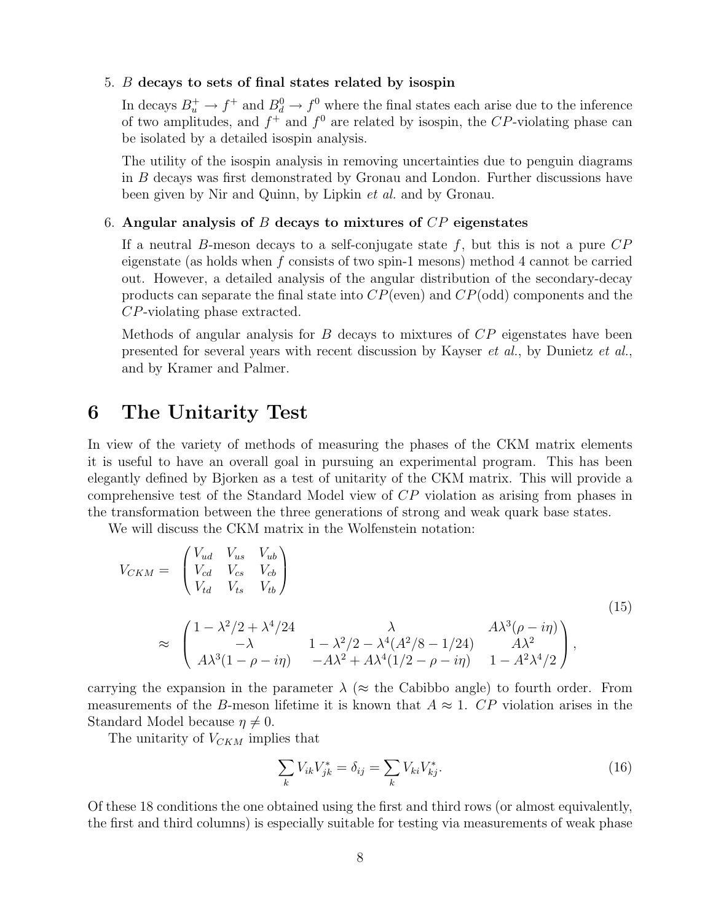5. $B$ **decays to sets of final states related by isospin**

   In decays $B_u^+ \to f^+$ and $B_d^0 \to f^0$ where the final states each arise due to the inference of two amplitudes, and $f^+$ and $f^0$ are related by isospin, the $CP$-violating phase can be isolated by a detailed isospin analysis.

   The utility of the isospin analysis in removing uncertainties due to penguin diagrams in $B$ decays was first demonstrated by Gronau and London. Further discussions have been given by Nir and Quinn, by Lipkin *et al.* and by Gronau.

6. **Angular analysis of** $B$ **decays to mixtures of** $CP$ **eigenstates**

   If a neutral $B$-meson decays to a self-conjugate state $f$, but this is not a pure $CP$ eigenstate (as holds when $f$ consists of two spin-1 mesons) method 4 cannot be carried out. However, a detailed analysis of the angular distribution of the secondary-decay products can separate the final state into $CP$(even) and $CP$(odd) components and the $CP$-violating phase extracted.

   Methods of angular analysis for $B$ decays to mixtures of $CP$ eigenstates have been presented for several years with recent discussion by Kayser *et al.*, by Dunietz *et al.*, and by Kramer and Palmer.

# 6 The Unitarity Test

In view of the variety of methods of measuring the phases of the CKM matrix elements it is useful to have an overall goal in pursuing an experimental program. This has been elegantly defined by Bjorken as a test of unitarity of the CKM matrix. This will provide a comprehensive test of the Standard Model view of $CP$ violation as arising from phases in the transformation between the three generations of strong and weak quark base states.

We will discuss the CKM matrix in the Wolfenstein notation:

$$
\begin{aligned}
V_{CKM} = & \begin{pmatrix} V_{ud} & V_{us} & V_{ub} \\ V_{cd} & V_{cs} & V_{cb} \\ V_{td} & V_{ts} & V_{tb} \end{pmatrix} \\
\approx & \begin{pmatrix} 1 - \lambda^2/2 + \lambda^4/24 & \lambda & A\lambda^3(\rho - i\eta) \\ -\lambda & 1 - \lambda^2/2 - \lambda^4(A^2/8 - 1/24) & A\lambda^2 \\ A\lambda^3(1 - \rho - i\eta) & -A\lambda^2 + A\lambda^4(1/2 - \rho - i\eta) & 1 - A^2\lambda^4/2 \end{pmatrix},
\end{aligned} \tag{15}
$$

carrying the expansion in the parameter $\lambda$ ($\approx$ the Cabibbo angle) to fourth order. From measurements of the $B$-meson lifetime it is known that $A \approx 1$. $CP$ violation arises in the Standard Model because $\eta \neq 0$.

The unitarity of $V_{CKM}$ implies that

$$
\sum_k V_{ik} V_{jk}^* = \delta_{ij} = \sum_k V_{ki} V_{kj}^*. \tag{16}
$$

Of these 18 conditions the one obtained using the first and third rows (or almost equivalently, the first and third columns) is especially suitable for testing via measurements of weak phase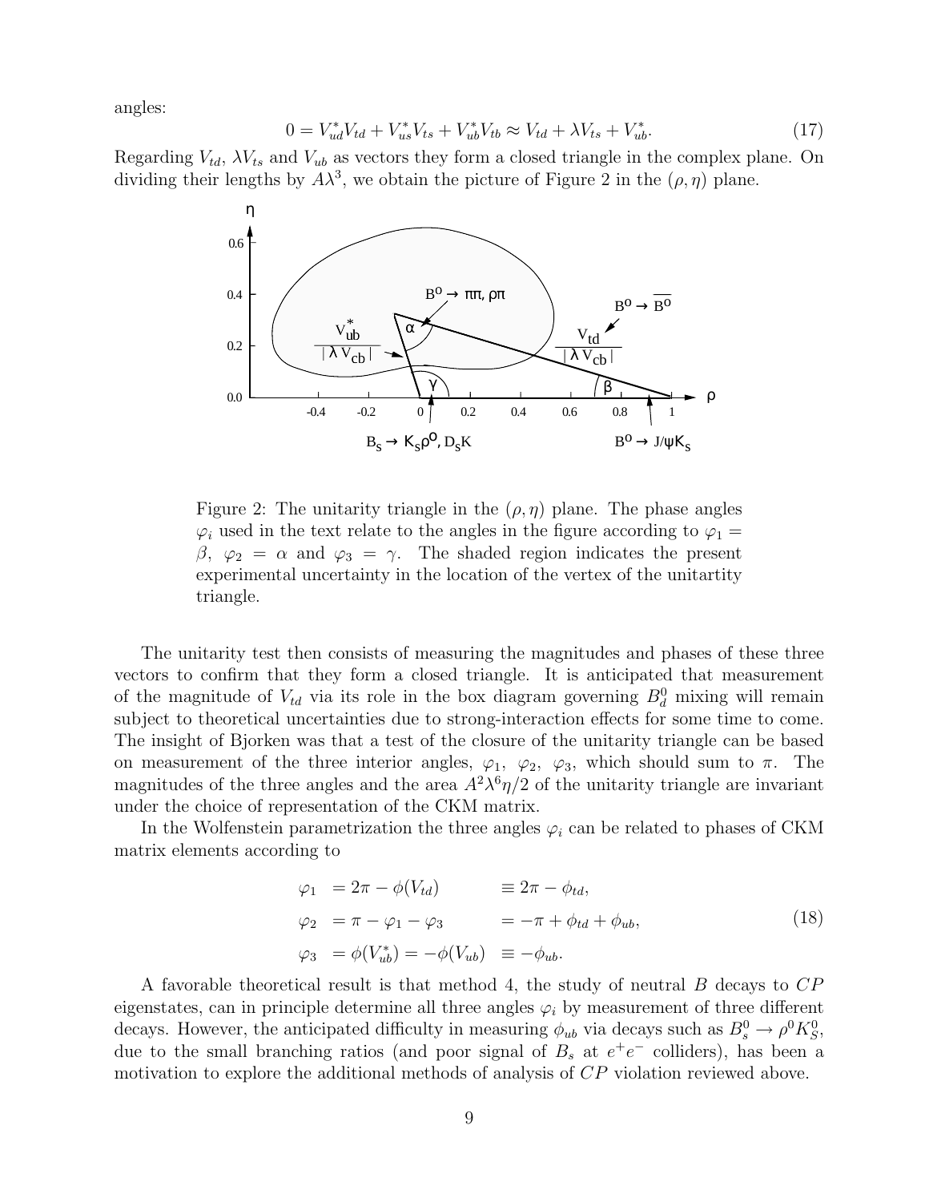angles:

$$0 = V_{ud}^* V_{td} + V_{us}^* V_{ts} + V_{ub}^* V_{tb} \approx V_{td} + \lambda V_{ts} + V_{ub}^*. \tag{17}$$

Regarding $V_{td}$, $\lambda V_{ts}$ and $V_{ub}$ as vectors they form a closed triangle in the complex plane. On dividing their lengths by $A\lambda^3$, we obtain the picture of Figure 2 in the $(\rho, \eta)$ plane.

Figure 2: The unitarity triangle in the $(\rho, \eta)$ plane. The phase angles $\varphi_i$ used in the text relate to the angles in the figure according to $\varphi_1 = \beta$, $\varphi_2 = \alpha$ and $\varphi_3 = \gamma$. The shaded region indicates the present experimental uncertainty in the location of the vertex of the unitartity triangle.

The unitarity test then consists of measuring the magnitudes and phases of these three vectors to confirm that they form a closed triangle. It is anticipated that measurement of the magnitude of $V_{td}$ via its role in the box diagram governing $B_d^0$ mixing will remain subject to theoretical uncertainties due to strong-interaction effects for some time to come. The insight of Bjorken was that a test of the closure of the unitarity triangle can be based on measurement of the three interior angles, $\varphi_1$, $\varphi_2$, $\varphi_3$, which should sum to $\pi$. The magnitudes of the three angles and the area $A^2\lambda^6\eta/2$ of the unitarity triangle are invariant under the choice of representation of the CKM matrix.

In the Wolfenstein parametrization the three angles $\varphi_i$ can be related to phases of CKM matrix elements according to

$$\begin{aligned}
\varphi_1 &= 2\pi - \phi(V_{td}) &&\equiv 2\pi - \phi_{td}, \\
\varphi_2 &= \pi - \varphi_1 - \varphi_3 &&= -\pi + \phi_{td} + \phi_{ub}, \\
\varphi_3 &= \phi(V_{ub}^*) = -\phi(V_{ub}) &&\equiv -\phi_{ub}.
\end{aligned} \tag{18}$$

A favorable theoretical result is that method 4, the study of neutral $B$ decays to $CP$ eigenstates, can in principle determine all three angles $\varphi_i$ by measurement of three different decays. However, the anticipated difficulty in measuring $\phi_{ub}$ via decays such as $B_s^0 \to \rho^0 K_S^0$, due to the small branching ratios (and poor signal of $B_s$ at $e^+e^-$ colliders), has been a motivation to explore the additional methods of analysis of $CP$ violation reviewed above.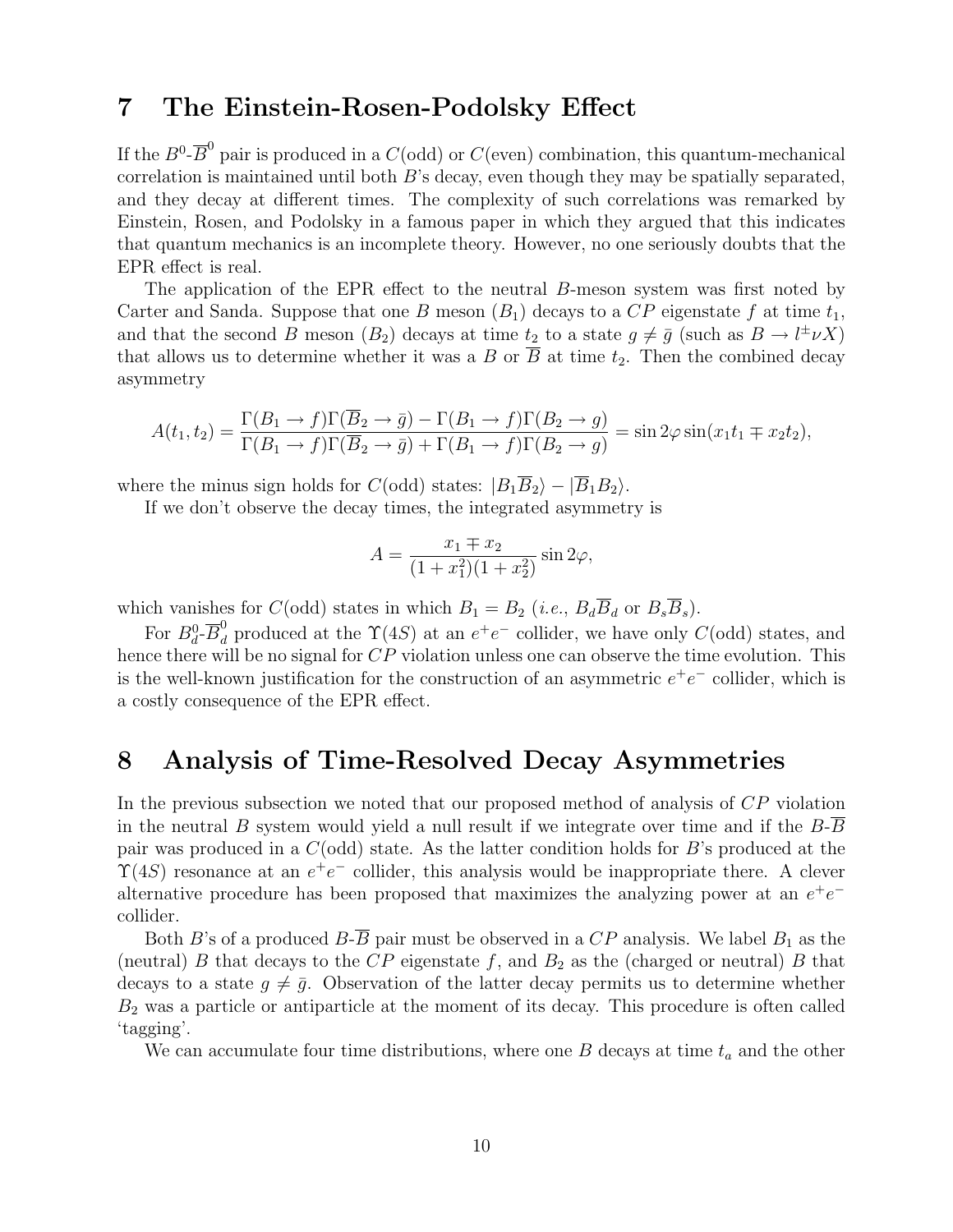## 7 The Einstein-Rosen-Podolsky Effect

If the $B^0$-$\overline{B}^0$ pair is produced in a $C$(odd) or $C$(even) combination, this quantum-mechanical correlation is maintained until both $B$'s decay, even though they may be spatially separated, and they decay at different times. The complexity of such correlations was remarked by Einstein, Rosen, and Podolsky in a famous paper in which they argued that this indicates that quantum mechanics is an incomplete theory. However, no one seriously doubts that the EPR effect is real.

The application of the EPR effect to the neutral $B$-meson system was first noted by Carter and Sanda. Suppose that one $B$ meson ($B_1$) decays to a $CP$ eigenstate $f$ at time $t_1$, and that the second $B$ meson ($B_2$) decays at time $t_2$ to a state $g \neq \bar{g}$ (such as $B \to l^\pm \nu X$) that allows us to determine whether it was a $B$ or $\overline{B}$ at time $t_2$. Then the combined decay asymmetry

$$A(t_1, t_2) = \frac{\Gamma(B_1 \to f)\Gamma(\overline{B}_2 \to \bar{g}) - \Gamma(B_1 \to f)\Gamma(B_2 \to g)}{\Gamma(B_1 \to f)\Gamma(\overline{B}_2 \to \bar{g}) + \Gamma(B_1 \to f)\Gamma(B_2 \to g)} = \sin 2\varphi \sin(x_1 t_1 \mp x_2 t_2),$$

where the minus sign holds for $C$(odd) states: $|B_1 \overline{B}_2\rangle - |\overline{B}_1 B_2\rangle$.

If we don't observe the decay times, the integrated asymmetry is

$$A = \frac{x_1 \mp x_2}{(1 + x_1^2)(1 + x_2^2)} \sin 2\varphi,$$

which vanishes for $C$(odd) states in which $B_1 = B_2$ (*i.e.*, $B_d \overline{B}_d$ or $B_s \overline{B}_s$).

For $B_d^0$-$\overline{B}_d^0$ produced at the $\Upsilon(4S)$ at an $e^+e^-$ collider, we have only $C$(odd) states, and hence there will be no signal for $CP$ violation unless one can observe the time evolution. This is the well-known justification for the construction of an asymmetric $e^+e^-$ collider, which is a costly consequence of the EPR effect.

## 8 Analysis of Time-Resolved Decay Asymmetries

In the previous subsection we noted that our proposed method of analysis of $CP$ violation in the neutral $B$ system would yield a null result if we integrate over time and if the $B$-$\overline{B}$ pair was produced in a $C$(odd) state. As the latter condition holds for $B$'s produced at the $\Upsilon(4S)$ resonance at an $e^+e^-$ collider, this analysis would be inappropriate there. A clever alternative procedure has been proposed that maximizes the analyzing power at an $e^+e^-$ collider.

Both $B$'s of a produced $B$-$\overline{B}$ pair must be observed in a $CP$ analysis. We label $B_1$ as the (neutral) $B$ that decays to the $CP$ eigenstate $f$, and $B_2$ as the (charged or neutral) $B$ that decays to a state $g \neq \bar{g}$. Observation of the latter decay permits us to determine whether $B_2$ was a particle or antiparticle at the moment of its decay. This procedure is often called 'tagging'.

We can accumulate four time distributions, where one $B$ decays at time $t_a$ and the other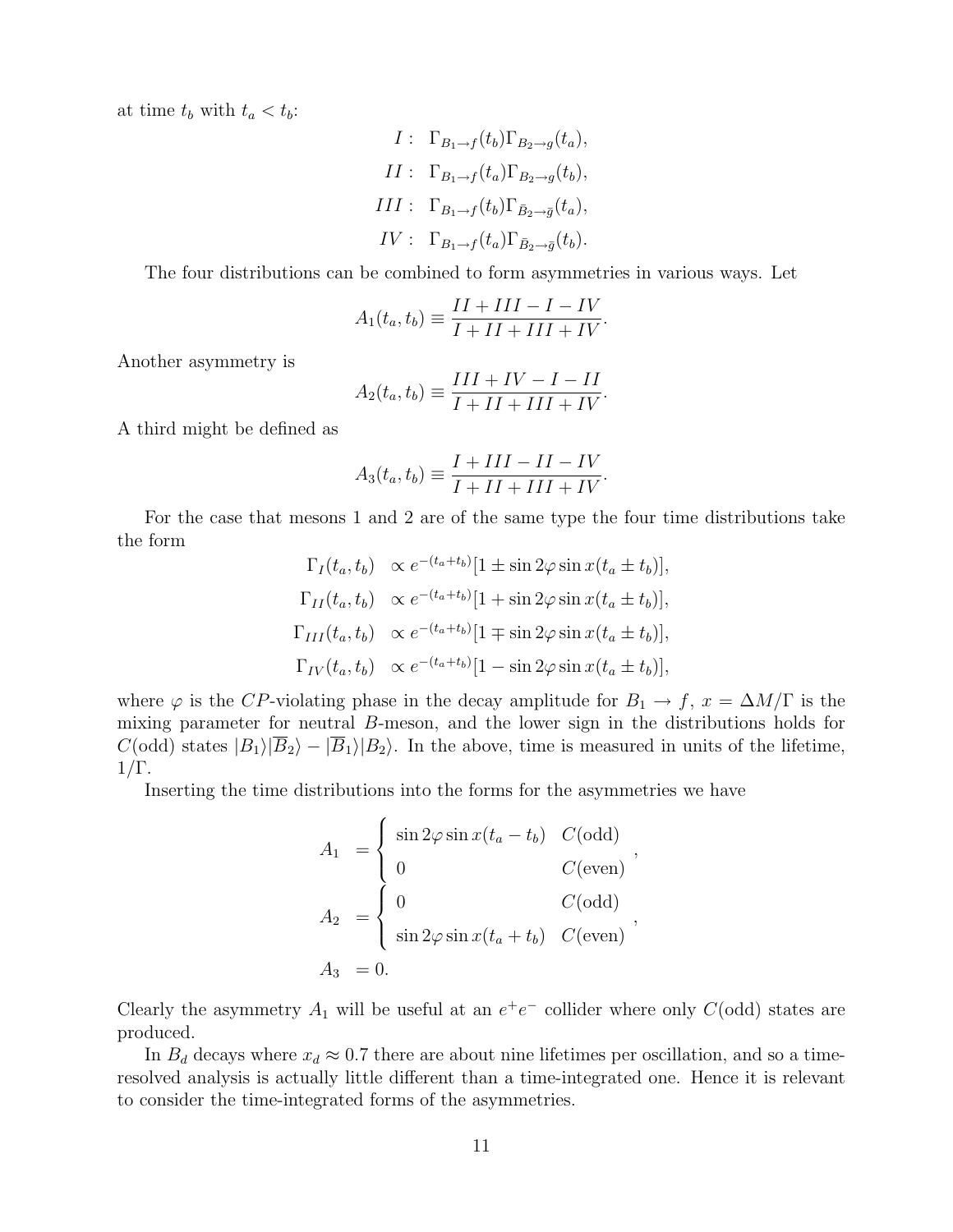at time $t_b$ with $t_a < t_b$:

$$
\begin{aligned}
I: &\;\; \Gamma_{B_1 \to f}(t_b)\Gamma_{B_2 \to g}(t_a), \\
II: &\;\; \Gamma_{B_1 \to f}(t_a)\Gamma_{B_2 \to g}(t_b), \\
III: &\;\; \Gamma_{B_1 \to f}(t_b)\Gamma_{\bar{B}_2 \to \bar{g}}(t_a), \\
IV: &\;\; \Gamma_{B_1 \to f}(t_a)\Gamma_{\bar{B}_2 \to \bar{g}}(t_b).
\end{aligned}
$$

The four distributions can be combined to form asymmetries in various ways. Let

$$
A_1(t_a, t_b) \equiv \frac{II + III - I - IV}{I + II + III + IV}.
$$

Another asymmetry is

$$
A_2(t_a, t_b) \equiv \frac{III + IV - I - II}{I + II + III + IV}.
$$

A third might be defined as

$$
A_3(t_a, t_b) \equiv \frac{I + III - II - IV}{I + II + III + IV}.
$$

For the case that mesons 1 and 2 are of the same type the four time distributions take the form

$$
\begin{aligned}
\Gamma_I(t_a, t_b) &\propto e^{-(t_a+t_b)}[1 \pm \sin 2\varphi \sin x(t_a \pm t_b)], \\
\Gamma_{II}(t_a, t_b) &\propto e^{-(t_a+t_b)}[1 + \sin 2\varphi \sin x(t_a \pm t_b)], \\
\Gamma_{III}(t_a, t_b) &\propto e^{-(t_a+t_b)}[1 \mp \sin 2\varphi \sin x(t_a \pm t_b)], \\
\Gamma_{IV}(t_a, t_b) &\propto e^{-(t_a+t_b)}[1 - \sin 2\varphi \sin x(t_a \pm t_b)],
\end{aligned}
$$

where $\varphi$ is the $CP$-violating phase in the decay amplitude for $B_1 \to f$, $x = \Delta M/\Gamma$ is the mixing parameter for neutral $B$-meson, and the lower sign in the distributions holds for $C$(odd) states $|B_1\rangle|\overline{B}_2\rangle - |\overline{B}_1\rangle|B_2\rangle$. In the above, time is measured in units of the lifetime, $1/\Gamma$.

Inserting the time distributions into the forms for the asymmetries we have

$$
\begin{aligned}
A_1 &= \begin{cases} \sin 2\varphi \sin x(t_a - t_b) & C(\text{odd}) \\ 0 & C(\text{even}) \end{cases}, \\
A_2 &= \begin{cases} 0 & C(\text{odd}) \\ \sin 2\varphi \sin x(t_a + t_b) & C(\text{even}) \end{cases}, \\
A_3 &= 0.
\end{aligned}
$$

Clearly the asymmetry $A_1$ will be useful at an $e^+e^-$ collider where only $C$(odd) states are produced.

In $B_d$ decays where $x_d \approx 0.7$ there are about nine lifetimes per oscillation, and so a time-resolved analysis is actually little different than a time-integrated one. Hence it is relevant to consider the time-integrated forms of the asymmetries.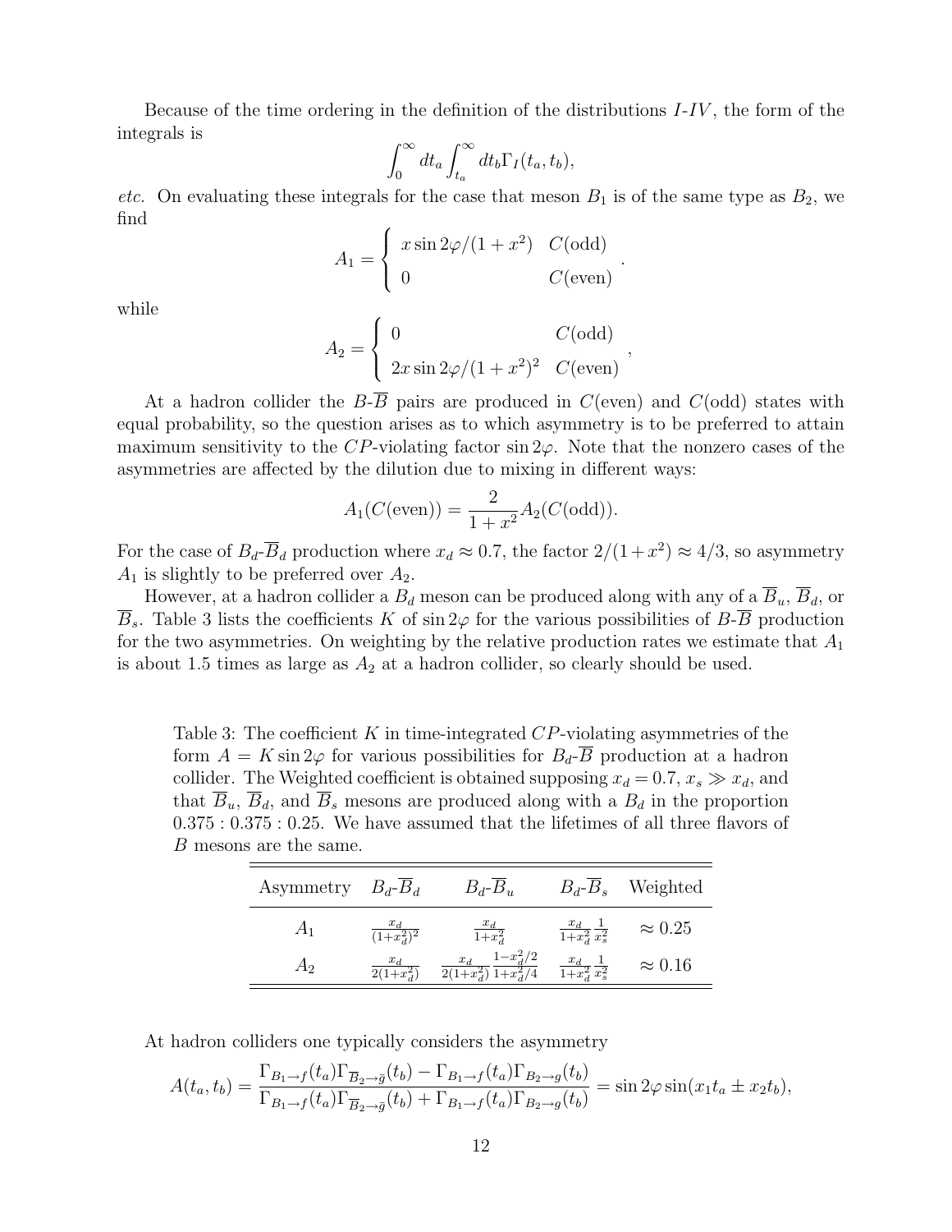Because of the time ordering in the definition of the distributions *I*-*IV*, the form of the integrals is

$$\int_0^\infty dt_a \int_{t_a}^\infty dt_b \Gamma_I(t_a, t_b),$$

*etc.* On evaluating these integrals for the case that meson $B_1$ is of the same type as $B_2$, we find

$$A_1 = \begin{cases} x \sin 2\varphi/(1+x^2) & C(\text{odd}) \\ 0 & C(\text{even}) \end{cases}.$$

while

$$A_2 = \begin{cases} 0 & C(\text{odd}) \\ 2x \sin 2\varphi/(1+x^2)^2 & C(\text{even}) \end{cases},$$

At a hadron collider the $B$-$\overline{B}$ pairs are produced in $C$(even) and $C$(odd) states with equal probability, so the question arises as to which asymmetry is to be preferred to attain maximum sensitivity to the $CP$-violating factor $\sin 2\varphi$. Note that the nonzero cases of the asymmetries are affected by the dilution due to mixing in different ways:

$$A_1(C(\text{even})) = \frac{2}{1+x^2} A_2(C(\text{odd})).$$

For the case of $B_d$-$\overline{B}_d$ production where $x_d \approx 0.7$, the factor $2/(1+x^2) \approx 4/3$, so asymmetry $A_1$ is slightly to be preferred over $A_2$.

However, at a hadron collider a $B_d$ meson can be produced along with any of a $\overline{B}_u$, $\overline{B}_d$, or $\overline{B}_s$. Table 3 lists the coefficients $K$ of $\sin 2\varphi$ for the various possibilities of $B$-$\overline{B}$ production for the two asymmetries. On weighting by the relative production rates we estimate that $A_1$ is about 1.5 times as large as $A_2$ at a hadron collider, so clearly should be used.

Table 3: The coefficient $K$ in time-integrated $CP$-violating asymmetries of the form $A = K \sin 2\varphi$ for various possibilities for $B_d$-$\overline{B}$ production at a hadron collider. The Weighted coefficient is obtained supposing $x_d = 0.7$, $x_s \gg x_d$, and that $\overline{B}_u$, $\overline{B}_d$, and $\overline{B}_s$ mesons are produced along with a $B_d$ in the proportion $0.375 : 0.375 : 0.25$. We have assumed that the lifetimes of all three flavors of $B$ mesons are the same.

| Asymmetry | $B_d$-$\overline{B}_d$ | $B_d$-$\overline{B}_u$ | $B_d$-$\overline{B}_s$ | Weighted |
|---|---|---|---|---|
| $A_1$ | $\frac{x_d}{(1+x_d^2)^2}$ | $\frac{x_d}{1+x_d^2}$ | $\frac{x_d}{1+x_d^2}\frac{1}{x_s^2}$ | $\approx 0.25$ |
| $A_2$ | $\frac{x_d}{2(1+x_d^2)}$ | $\frac{x_d}{2(1+x_d^2)}\frac{1-x_d^2/2}{1+x_d^2/4}$ | $\frac{x_d}{1+x_d^2}\frac{1}{x_s^2}$ | $\approx 0.16$ |

At hadron colliders one typically considers the asymmetry

$$A(t_a, t_b) = \frac{\Gamma_{B_1 \to f}(t_a)\Gamma_{\overline{B}_2 \to \bar{g}}(t_b) - \Gamma_{B_1 \to f}(t_a)\Gamma_{B_2 \to g}(t_b)}{\Gamma_{B_1 \to f}(t_a)\Gamma_{\overline{B}_2 \to \bar{g}}(t_b) + \Gamma_{B_1 \to f}(t_a)\Gamma_{B_2 \to g}(t_b)} = \sin 2\varphi \sin(x_1 t_a \pm x_2 t_b),$$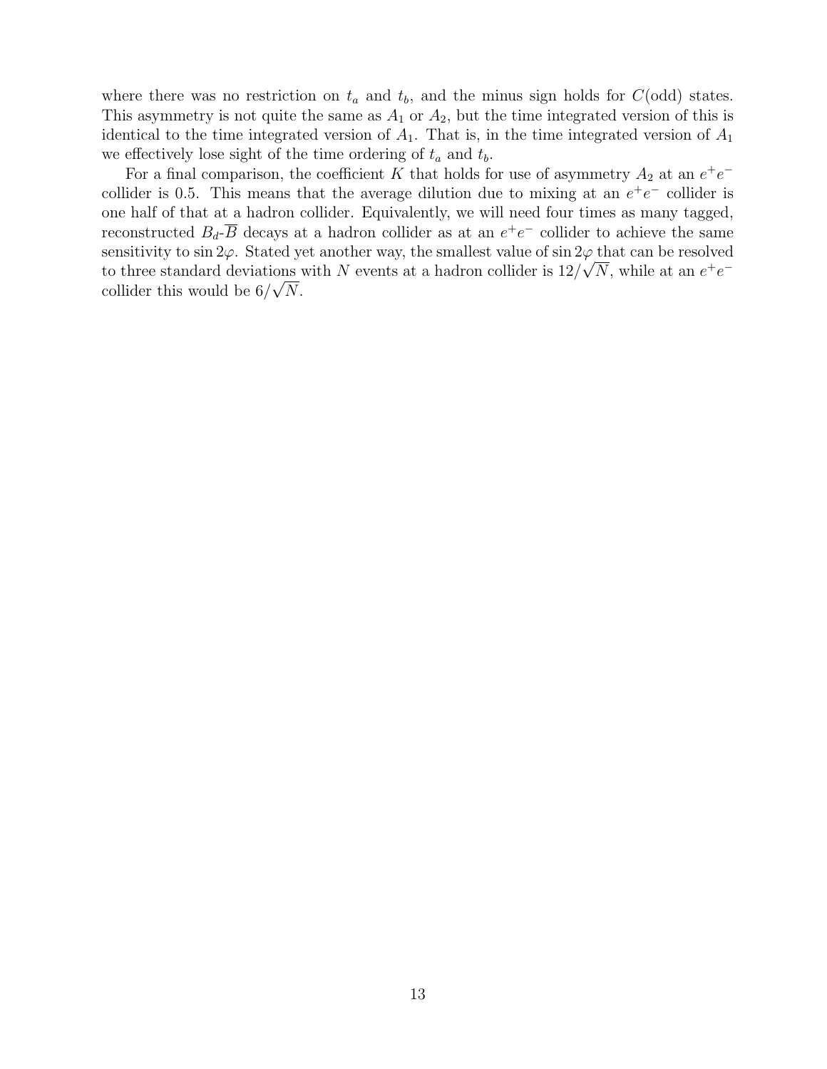where there was no restriction on $t_a$ and $t_b$, and the minus sign holds for $C$(odd) states. This asymmetry is not quite the same as $A_1$ or $A_2$, but the time integrated version of this is identical to the time integrated version of $A_1$. That is, in the time integrated version of $A_1$ we effectively lose sight of the time ordering of $t_a$ and $t_b$.

For a final comparison, the coefficient $K$ that holds for use of asymmetry $A_2$ at an $e^+e^-$ collider is 0.5. This means that the average dilution due to mixing at an $e^+e^-$ collider is one half of that at a hadron collider. Equivalently, we will need four times as many tagged, reconstructed $B_d$-$\overline{B}$ decays at a hadron collider as at an $e^+e^-$ collider to achieve the same sensitivity to $\sin 2\varphi$. Stated yet another way, the smallest value of $\sin 2\varphi$ that can be resolved to three standard deviations with $N$ events at a hadron collider is $12/\sqrt{N}$, while at an $e^+e^-$ collider this would be $6/\sqrt{N}$.